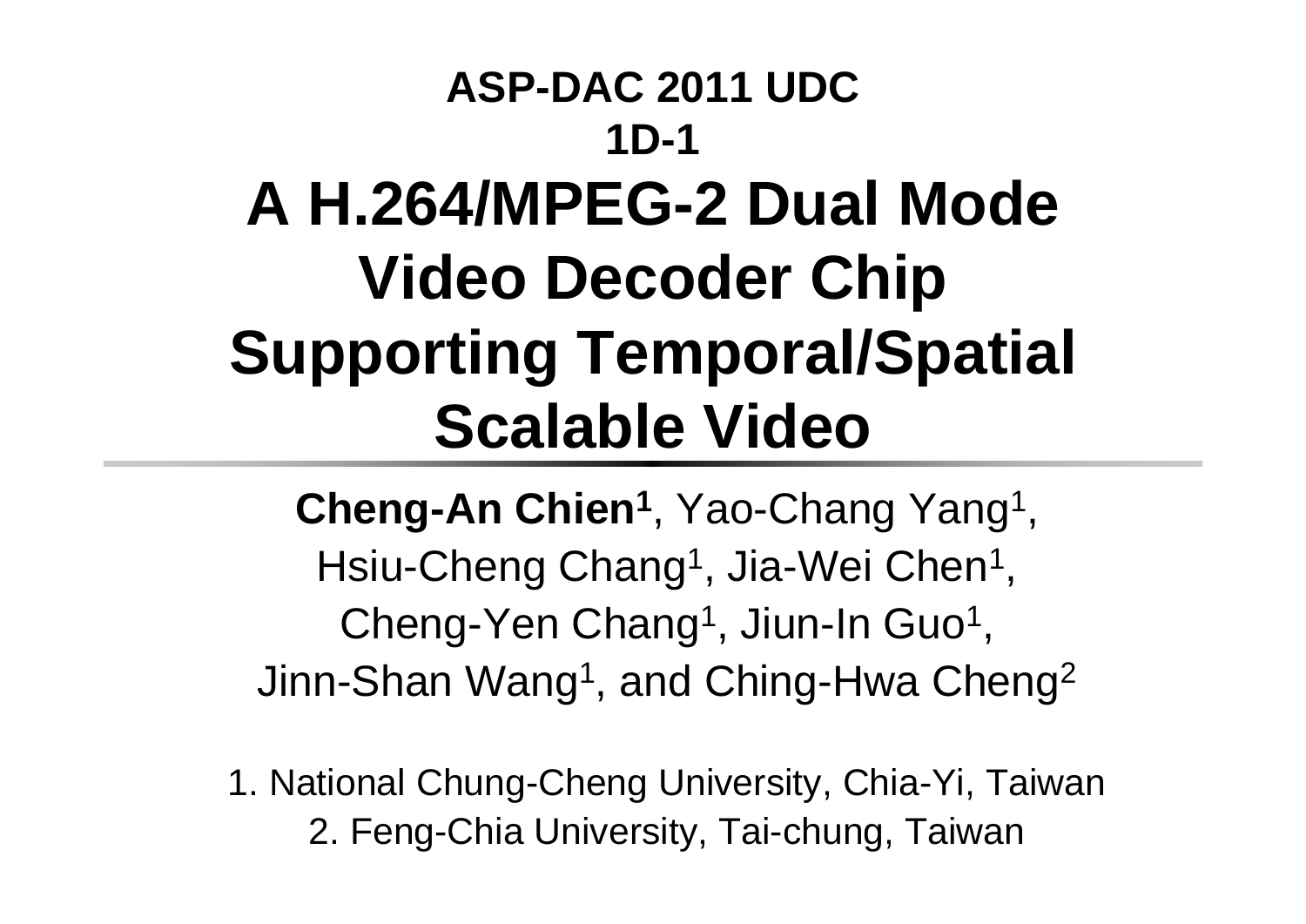**ASP-DAC 2011 UDC**

**1D-1**

# A H.264/MPEG-2 Dual Mode Video Decoder Chip Supporting Temporal/Spatial Scalable Video

**Cheng-An Chien[1]**, Yao-Chang Yang[1], Hsiu-Cheng Chang[1], Jia-Wei Chen[1], Cheng-Yen Chang[1], Jiun-In Guo[1], Jinn-Shan Wang[1], and Ching-Hwa Cheng[2]

1. National Chung-Cheng University, Chia-Yi, Taiwan
2. Feng-Chia University, Tai-chung, Taiwan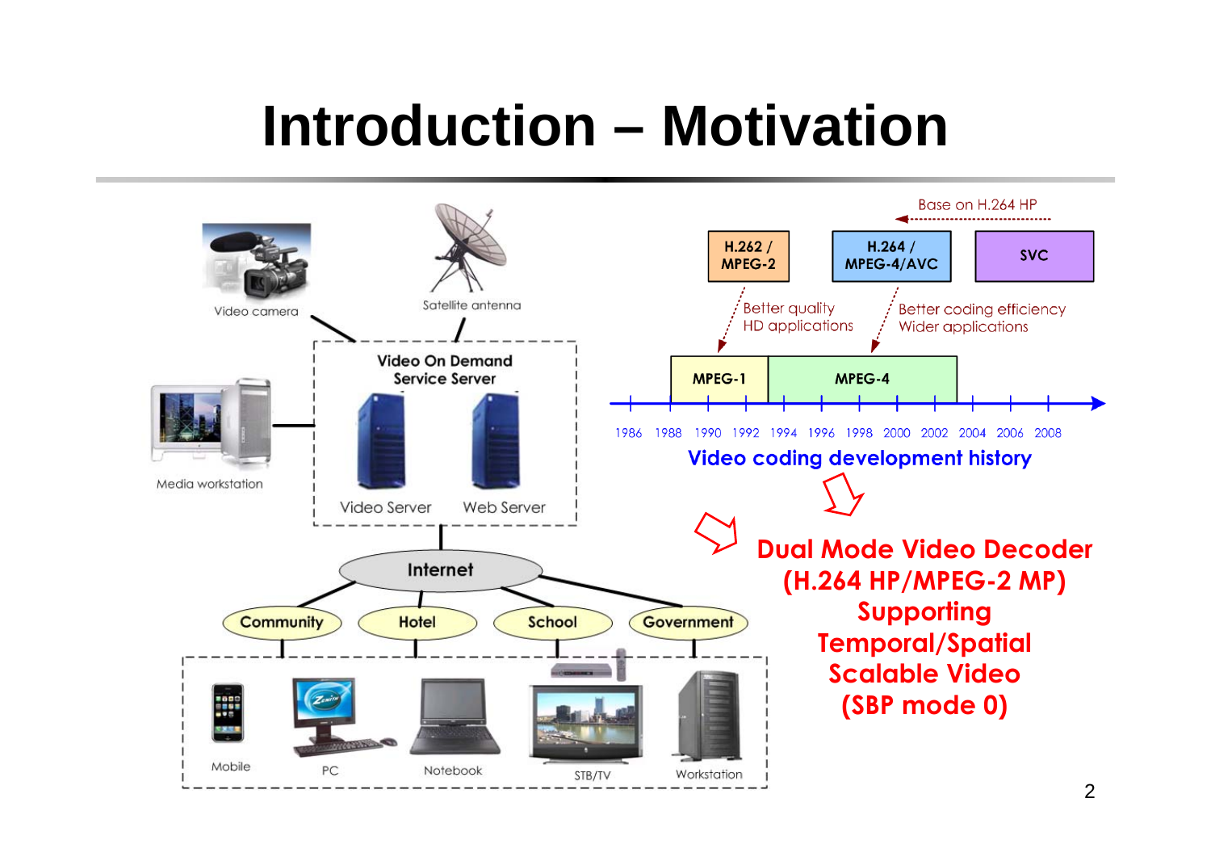# Introduction – Motivation

Video camera

Satellite antenna

Media workstation

Video On Demand Service Server

Video Server

Web Server

Internet

Community | Hotel | School | Government

Mobile | PC | Notebook | STB/TV | Workstation

Base on H.264 HP

H.262 / MPEG-2

H.264 / MPEG-4/AVC

SVC

Better quality
HD applications

Better coding efficiency
Wider applications

MPEG-1

MPEG-4

1986 1988 1990 1992 1994 1996 1998 2000 2002 2004 2006 2008

Video coding development history

**Dual Mode Video Decoder (H.264 HP/MPEG-2 MP) Supporting Temporal/Spatial Scalable Video (SBP mode 0)**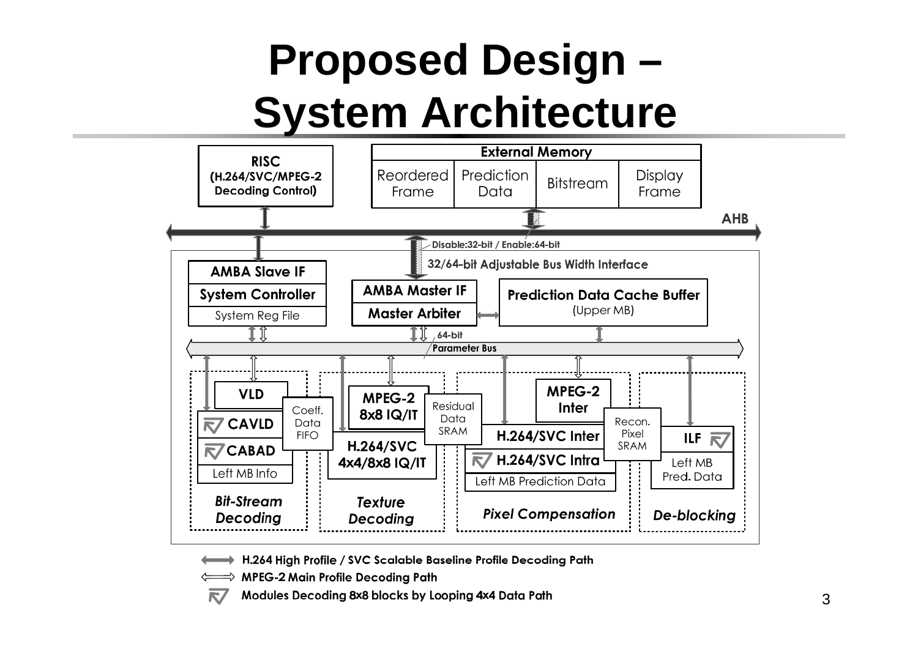# Proposed Design – System Architecture

**RISC** (H.264/SVC/MPEG-2 Decoding Control)

**External Memory**: Reordered Frame | Prediction Data | Bitstream | Display Frame

**AHB**

Disable:32-bit / Enable:64-bit

**32/64-bit Adjustable Bus Width Interface**

**AMBA Slave IF** / **System Controller** / System Reg File

**AMBA Master IF** / **Master Arbiter**

**Prediction Data Cache Buffer** (Upper MB)

64-bit **Parameter Bus**

- ***Bit-Stream Decoding***: **VLD**, **CAVLD**, **CABAD**, Left MB Info, Coeff. Data FIFO
- ***Texture Decoding***: **MPEG-2 8x8 IQ/IT**, **H.264/SVC 4x4/8x8 IQ/IT**, Residual Data SRAM
- ***Pixel Compensation***: **MPEG-2 Inter**, **H.264/SVC Inter**, **H.264/SVC Intra**, Left MB Prediction Data, Recon. Pixel SRAM
- ***De-blocking***: **ILF**, Left MB Pred. Data

**H.264 High Profile / SVC Scalable Baseline Profile Decoding Path**

**MPEG-2 Main Profile Decoding Path**

**Modules Decoding 8x8 blocks by Looping 4x4 Data Path**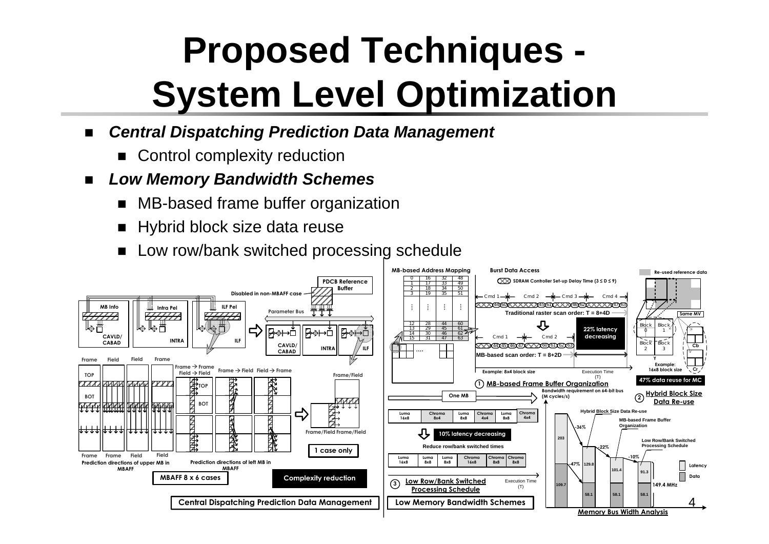# Proposed Techniques - System Level Optimization

- ***Central Dispatching Prediction Data Management***
  - Control complexity reduction
- ***Low Memory Bandwidth Schemes***
  - MB-based frame buffer organization
  - Hybrid block size data reuse
  - Low row/bank switched processing schedule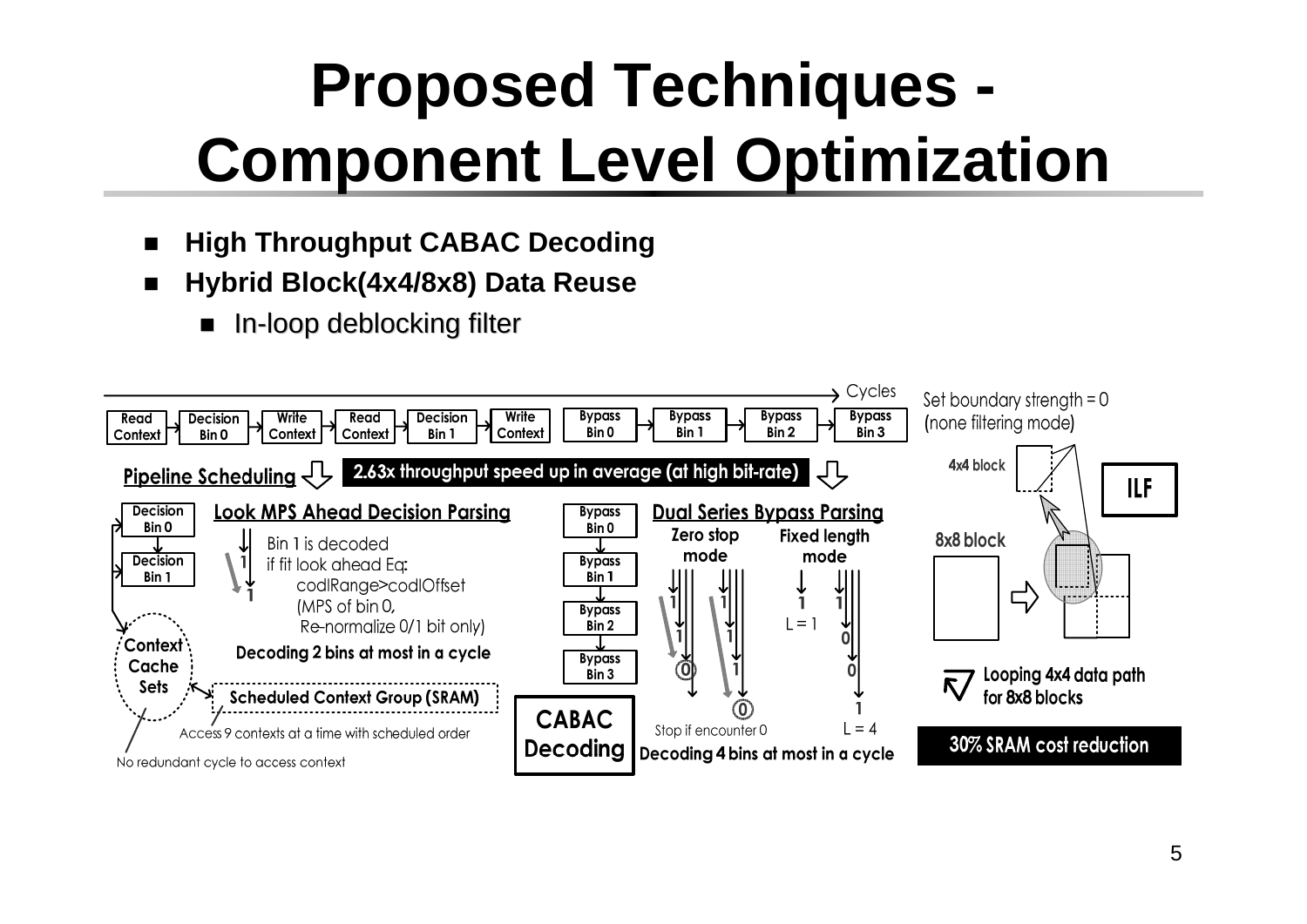# Proposed Techniques - Component Level Optimization

- **High Throughput CABAC Decoding**
- **Hybrid Block(4x4/8x8) Data Reuse**
  - In-loop deblocking filter

Cycles

Read Context → Decision Bin 0 → Write Context → Read Context → Decision Bin 1 → Write Context → Bypass Bin 0 → Bypass Bin 1 → Bypass Bin 2 → Bypass Bin 3

**Pipeline Scheduling** — **2.63x throughput speed up in average (at high bit-rate)**

**Look MPS Ahead Decision Parsing**

Bin 1 is decoded if fit look ahead Eq: codIRange>codIOffset (MPS of bin 0, Re-normalize 0/1 bit only)

**Decoding 2 bins at most in a cycle**

Context Cache Sets

**Scheduled Context Group (SRAM)**

Access 9 contexts at a time with scheduled order

No redundant cycle to access context

**Dual Series Bypass Parsing**

**Zero stop mode** — Stop if encounter 0

**Fixed length mode** — L = 1, L = 4

**CABAC Decoding**

**Decoding 4 bins at most in a cycle**

Set boundary strength = 0 (none filtering mode)

**4x4 block**

**8x8 block**

**ILF**

**Looping 4x4 data path for 8x8 blocks**

**30% SRAM cost reduction**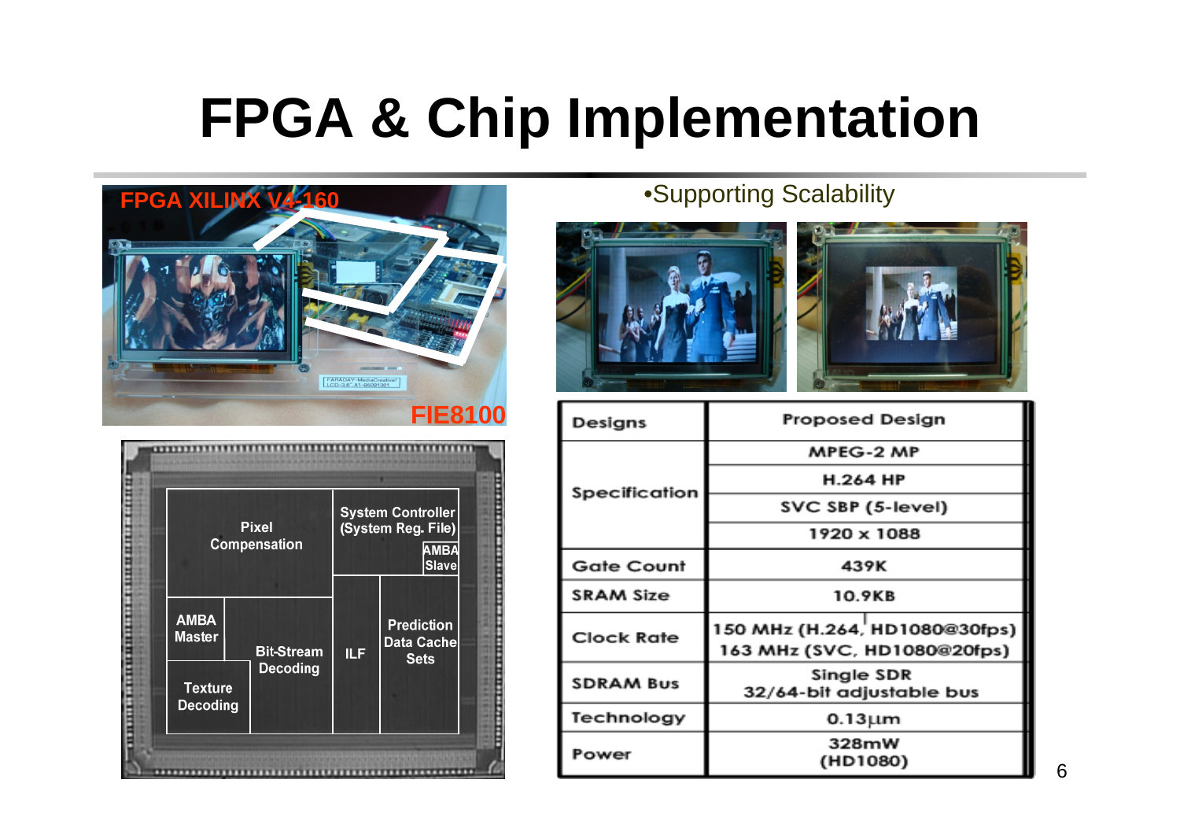# FPGA & Chip Implementation

FPGA XILINX V4-160

FIE8100

Pixel Compensation

System Controller (System Reg. File)

AMBA Slave

AMBA Master

Bit-Stream Decoding

ILF

Prediction Data Cache Sets

Texture Decoding

- Supporting Scalability

| Designs | Proposed Design |
|---|---|
| Specification | MPEG-2 MP |
| | H.264 HP |
| | SVC SBP (5-level) |
| | 1920 x 1088 |
| Gate Count | 439K |
| SRAM Size | 10.9KB |
| Clock Rate | 150 MHz (H.264, HD1080@30fps)<br>163 MHz (SVC, HD1080@20fps) |
| SDRAM Bus | Single SDR<br>32/64-bit adjustable bus |
| Technology | 0.13$\mu$m |
| Power | 328mW<br>(HD1080) |